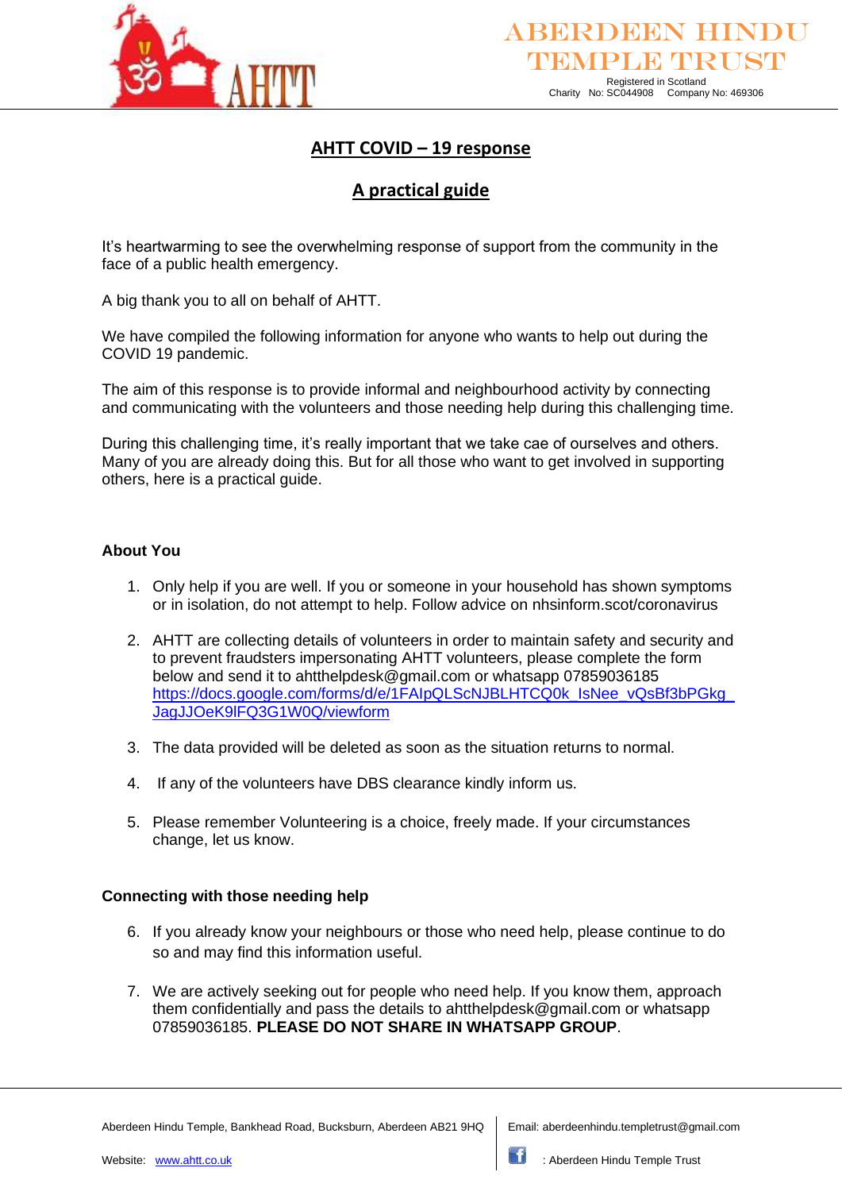# ABERDEEN HINDU TEMPLE TRUST

Registered in Scotland
Charity No: SC044908 Company No: 469306

## AHTT COVID – 19 response

## A practical guide

It's heartwarming to see the overwhelming response of support from the community in the face of a public health emergency.

A big thank you to all on behalf of AHTT.

We have compiled the following information for anyone who wants to help out during the COVID 19 pandemic.

The aim of this response is to provide informal and neighbourhood activity by connecting and communicating with the volunteers and those needing help during this challenging time.

During this challenging time, it's really important that we take cae of ourselves and others. Many of you are already doing this. But for all those who want to get involved in supporting others, here is a practical guide.

### About You

1. Only help if you are well. If you or someone in your household has shown symptoms or in isolation, do not attempt to help. Follow advice on nhsinform.scot/coronavirus

2. AHTT are collecting details of volunteers in order to maintain safety and security and to prevent fraudsters impersonating AHTT volunteers, please complete the form below and send it to ahtthelpdesk@gmail.com or whatsapp 07859036185 https://docs.google.com/forms/d/e/1FAIpQLScNJBLHTCQ0k_IsNee_vQsBf3bPGkg_JagJJOeK9lFQ3G1W0Q/viewform

3. The data provided will be deleted as soon as the situation returns to normal.

4. If any of the volunteers have DBS clearance kindly inform us.

5. Please remember Volunteering is a choice, freely made. If your circumstances change, let us know.

### Connecting with those needing help

6. If you already know your neighbours or those who need help, please continue to do so and may find this information useful.

7. We are actively seeking out for people who need help. If you know them, approach them confidentially and pass the details to ahtthelpdesk@gmail.com or whatsapp 07859036185. **PLEASE DO NOT SHARE IN WHATSAPP GROUP**.

Aberdeen Hindu Temple, Bankhead Road, Bucksburn, Aberdeen AB21 9HQ

Website: www.ahtt.co.uk

Email: aberdeenhindu.templetrust@gmail.com

: Aberdeen Hindu Temple Trust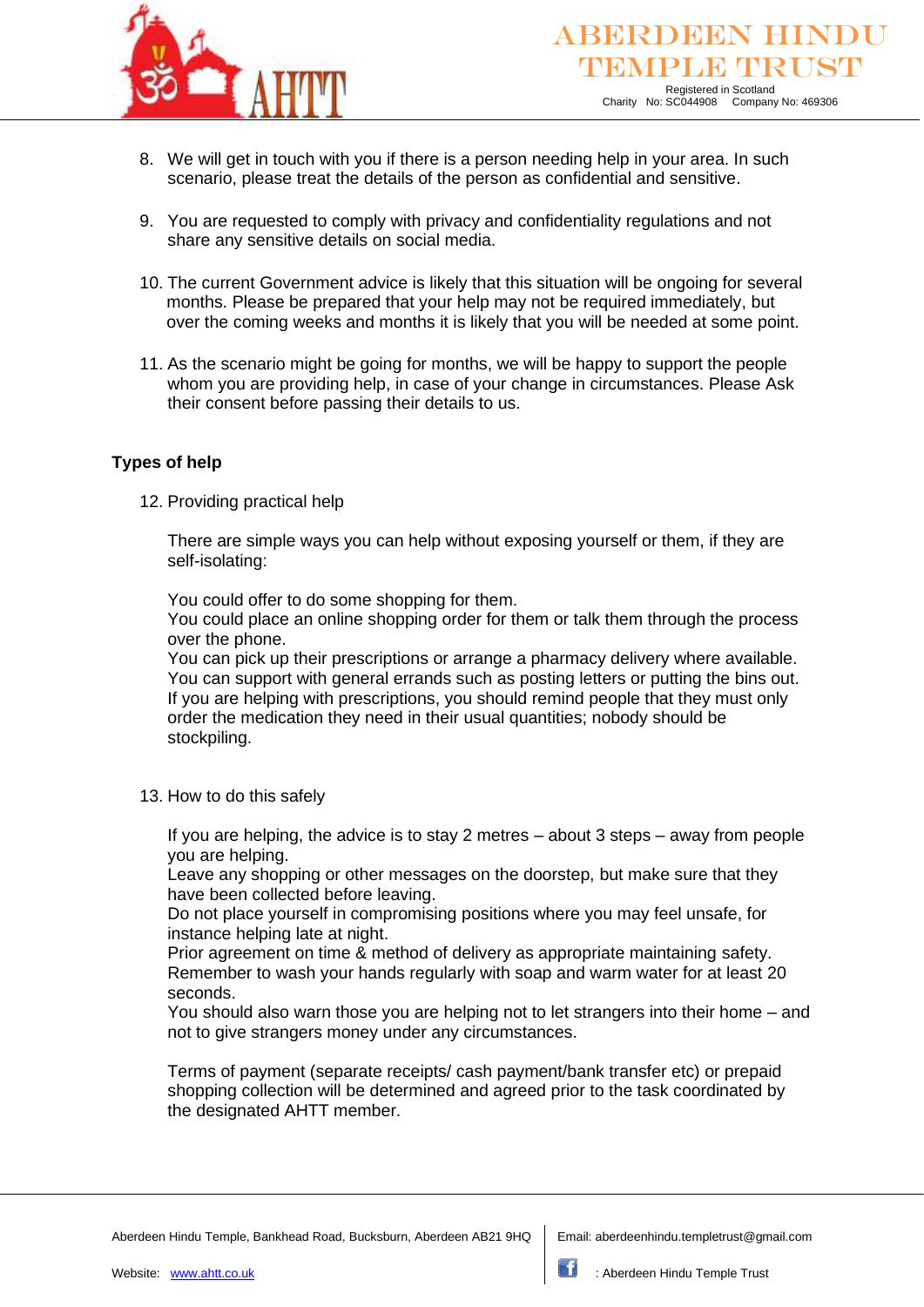8. We will get in touch with you if there is a person needing help in your area. In such scenario, please treat the details of the person as confidential and sensitive.

9. You are requested to comply with privacy and confidentiality regulations and not share any sensitive details on social media.

10. The current Government advice is likely that this situation will be ongoing for several months. Please be prepared that your help may not be required immediately, but over the coming weeks and months it is likely that you will be needed at some point.

11. As the scenario might be going for months, we will be happy to support the people whom you are providing help, in case of your change in circumstances. Please Ask their consent before passing their details to us.

**Types of help**

12. Providing practical help

    There are simple ways you can help without exposing yourself or them, if they are self-isolating:

    You could offer to do some shopping for them.
    You could place an online shopping order for them or talk them through the process over the phone.
    You can pick up their prescriptions or arrange a pharmacy delivery where available.
    You can support with general errands such as posting letters or putting the bins out.
    If you are helping with prescriptions, you should remind people that they must only order the medication they need in their usual quantities; nobody should be stockpiling.

13. How to do this safely

    If you are helping, the advice is to stay 2 metres – about 3 steps – away from people you are helping.
    Leave any shopping or other messages on the doorstep, but make sure that they have been collected before leaving.
    Do not place yourself in compromising positions where you may feel unsafe, for instance helping late at night.
    Prior agreement on time & method of delivery as appropriate maintaining safety.
    Remember to wash your hands regularly with soap and warm water for at least 20 seconds.
    You should also warn those you are helping not to let strangers into their home – and not to give strangers money under any circumstances.

    Terms of payment (separate receipts/ cash payment/bank transfer etc) or prepaid shopping collection will be determined and agreed prior to the task coordinated by the designated AHTT member.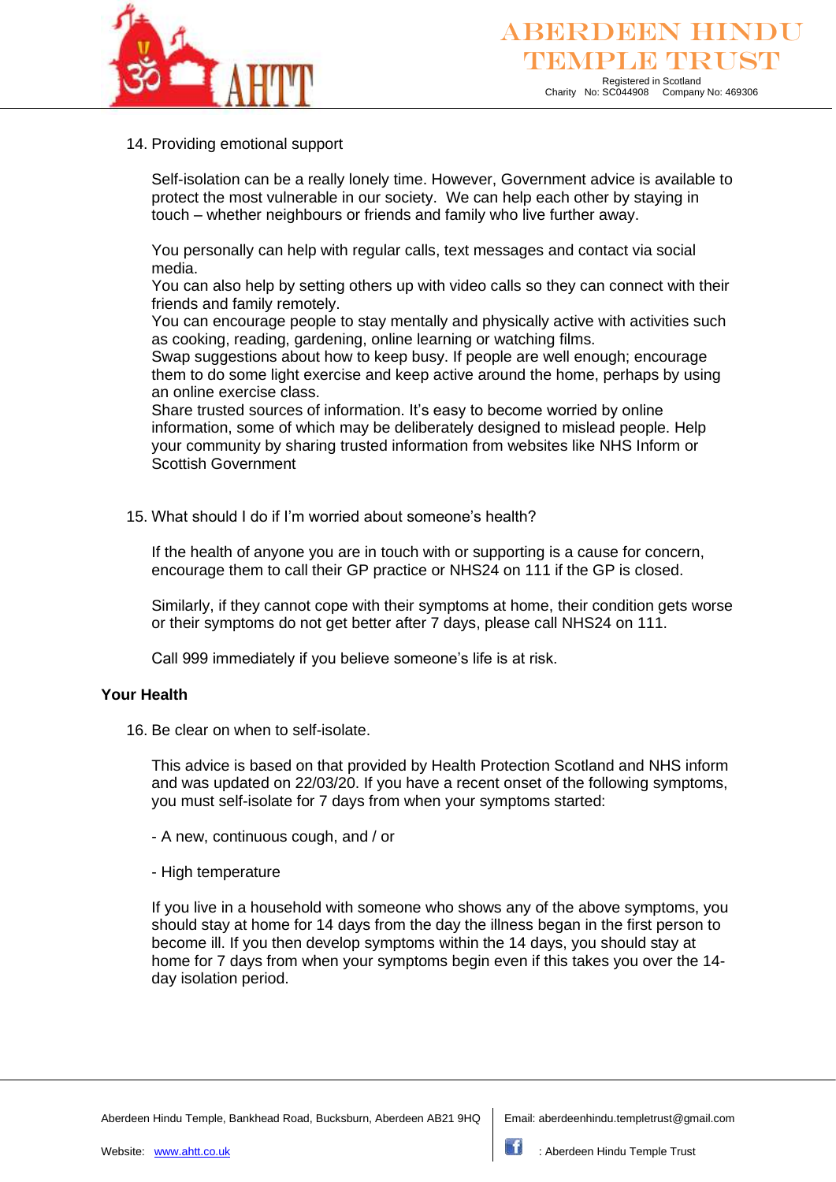14. Providing emotional support

    Self-isolation can be a really lonely time. However, Government advice is available to protect the most vulnerable in our society. We can help each other by staying in touch – whether neighbours or friends and family who live further away.

    You personally can help with regular calls, text messages and contact via social media.
    You can also help by setting others up with video calls so they can connect with their friends and family remotely.
    You can encourage people to stay mentally and physically active with activities such as cooking, reading, gardening, online learning or watching films.
    Swap suggestions about how to keep busy. If people are well enough; encourage them to do some light exercise and keep active around the home, perhaps by using an online exercise class.
    Share trusted sources of information. It's easy to become worried by online information, some of which may be deliberately designed to mislead people. Help your community by sharing trusted information from websites like NHS Inform or Scottish Government

15. What should I do if I'm worried about someone's health?

    If the health of anyone you are in touch with or supporting is a cause for concern, encourage them to call their GP practice or NHS24 on 111 if the GP is closed.

    Similarly, if they cannot cope with their symptoms at home, their condition gets worse or their symptoms do not get better after 7 days, please call NHS24 on 111.

    Call 999 immediately if you believe someone's life is at risk.

**Your Health**

16. Be clear on when to self-isolate.

    This advice is based on that provided by Health Protection Scotland and NHS inform and was updated on 22/03/20. If you have a recent onset of the following symptoms, you must self-isolate for 7 days from when your symptoms started:

    - A new, continuous cough, and / or

    - High temperature

    If you live in a household with someone who shows any of the above symptoms, you should stay at home for 14 days from the day the illness began in the first person to become ill. If you then develop symptoms within the 14 days, you should stay at home for 7 days from when your symptoms begin even if this takes you over the 14-day isolation period.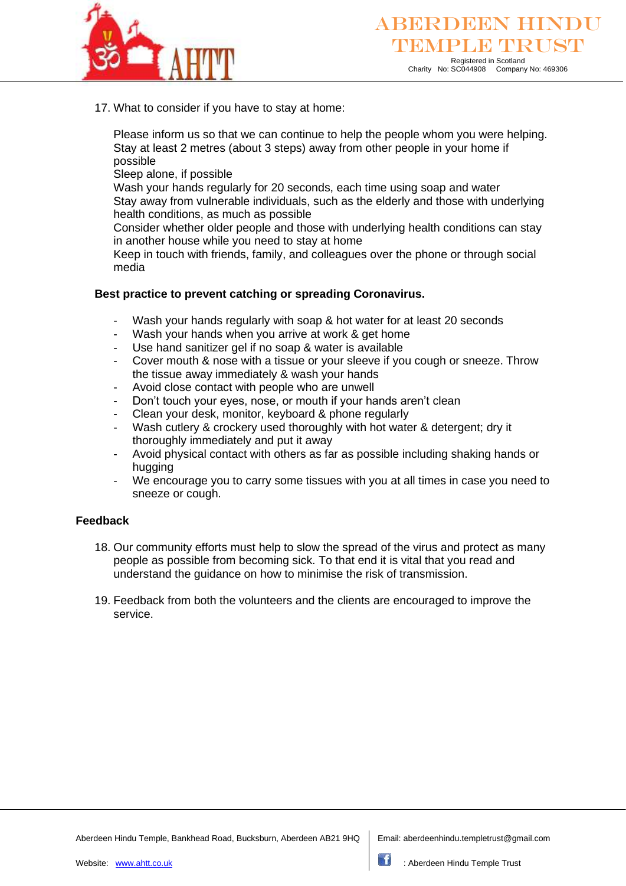17. What to consider if you have to stay at home:

    Please inform us so that we can continue to help the people whom you were helping.
    Stay at least 2 metres (about 3 steps) away from other people in your home if possible
    Sleep alone, if possible
    Wash your hands regularly for 20 seconds, each time using soap and water
    Stay away from vulnerable individuals, such as the elderly and those with underlying health conditions, as much as possible
    Consider whether older people and those with underlying health conditions can stay in another house while you need to stay at home
    Keep in touch with friends, family, and colleagues over the phone or through social media

**Best practice to prevent catching or spreading Coronavirus.**

- Wash your hands regularly with soap & hot water for at least 20 seconds
- Wash your hands when you arrive at work & get home
- Use hand sanitizer gel if no soap & water is available
- Cover mouth & nose with a tissue or your sleeve if you cough or sneeze. Throw the tissue away immediately & wash your hands
- Avoid close contact with people who are unwell
- Don't touch your eyes, nose, or mouth if your hands aren't clean
- Clean your desk, monitor, keyboard & phone regularly
- Wash cutlery & crockery used thoroughly with hot water & detergent; dry it thoroughly immediately and put it away
- Avoid physical contact with others as far as possible including shaking hands or hugging
- We encourage you to carry some tissues with you at all times in case you need to sneeze or cough.

**Feedback**

18. Our community efforts must help to slow the spread of the virus and protect as many people as possible from becoming sick. To that end it is vital that you read and understand the guidance on how to minimise the risk of transmission.

19. Feedback from both the volunteers and the clients are encouraged to improve the service.